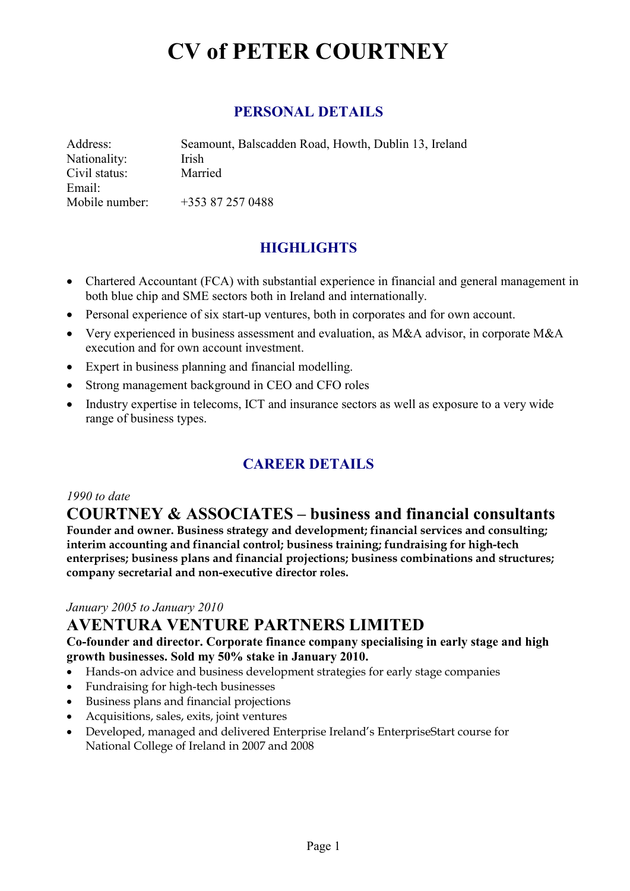# CV of PETER COURTNEY

## PERSONAL DETAILS

| | |
|---|---|
| Address: | Seamount, Balscadden Road, Howth, Dublin 13, Ireland |
| Nationality: | Irish |
| Civil status: | Married |
| Email: | |
| Mobile number: | +353 87 257 0488 |

## HIGHLIGHTS

- Chartered Accountant (FCA) with substantial experience in financial and general management in both blue chip and SME sectors both in Ireland and internationally.
- Personal experience of six start-up ventures, both in corporates and for own account.
- Very experienced in business assessment and evaluation, as M&A advisor, in corporate M&A execution and for own account investment.
- Expert in business planning and financial modelling.
- Strong management background in CEO and CFO roles
- Industry expertise in telecoms, ICT and insurance sectors as well as exposure to a very wide range of business types.

## CAREER DETAILS

*1990 to date*

### COURTNEY & ASSOCIATES – business and financial consultants

**Founder and owner. Business strategy and development; financial services and consulting; interim accounting and financial control; business training; fundraising for high-tech enterprises; business plans and financial projections; business combinations and structures; company secretarial and non-executive director roles.**

*January 2005 to January 2010*

### AVENTURA VENTURE PARTNERS LIMITED

**Co-founder and director. Corporate finance company specialising in early stage and high growth businesses. Sold my 50% stake in January 2010.**

- Hands-on advice and business development strategies for early stage companies
- Fundraising for high-tech businesses
- Business plans and financial projections
- Acquisitions, sales, exits, joint ventures
- Developed, managed and delivered Enterprise Ireland's EnterpriseStart course for National College of Ireland in 2007 and 2008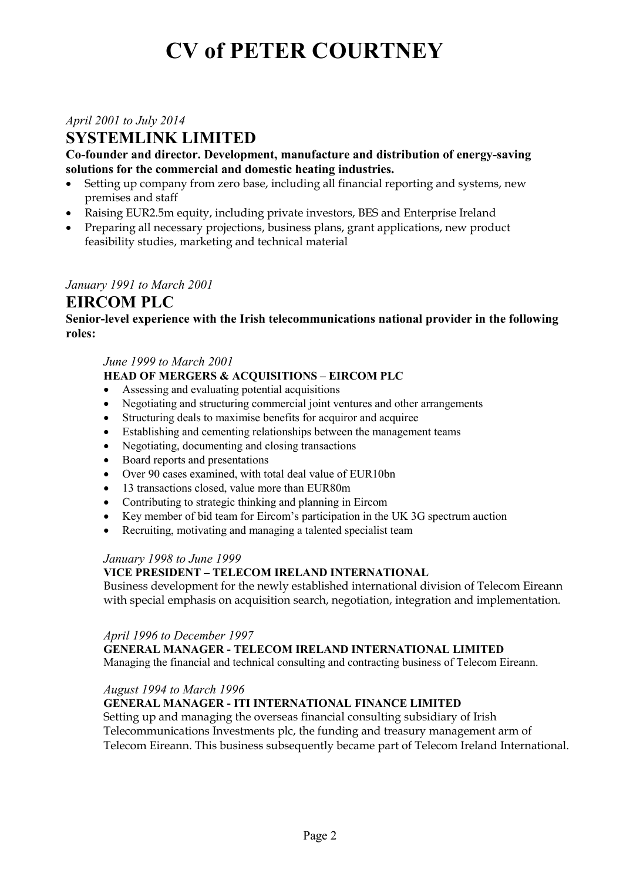# CV of PETER COURTNEY

*April 2001 to July 2014*

## SYSTEMLINK LIMITED

**Co-founder and director. Development, manufacture and distribution of energy-saving solutions for the commercial and domestic heating industries.**

- Setting up company from zero base, including all financial reporting and systems, new premises and staff
- Raising EUR2.5m equity, including private investors, BES and Enterprise Ireland
- Preparing all necessary projections, business plans, grant applications, new product feasibility studies, marketing and technical material

*January 1991 to March 2001*

## EIRCOM PLC

**Senior-level experience with the Irish telecommunications national provider in the following roles:**

*June 1999 to March 2001*

### HEAD OF MERGERS & ACQUISITIONS – EIRCOM PLC

- Assessing and evaluating potential acquisitions
- Negotiating and structuring commercial joint ventures and other arrangements
- Structuring deals to maximise benefits for acquiror and acquiree
- Establishing and cementing relationships between the management teams
- Negotiating, documenting and closing transactions
- Board reports and presentations
- Over 90 cases examined, with total deal value of EUR10bn
- 13 transactions closed, value more than EUR80m
- Contributing to strategic thinking and planning in Eircom
- Key member of bid team for Eircom's participation in the UK 3G spectrum auction
- Recruiting, motivating and managing a talented specialist team

*January 1998 to June 1999*

### VICE PRESIDENT – TELECOM IRELAND INTERNATIONAL

Business development for the newly established international division of Telecom Eireann with special emphasis on acquisition search, negotiation, integration and implementation.

*April 1996 to December 1997*

### GENERAL MANAGER - TELECOM IRELAND INTERNATIONAL LIMITED

Managing the financial and technical consulting and contracting business of Telecom Eireann.

*August 1994 to March 1996*

### GENERAL MANAGER - ITI INTERNATIONAL FINANCE LIMITED

Setting up and managing the overseas financial consulting subsidiary of Irish Telecommunications Investments plc, the funding and treasury management arm of Telecom Eireann. This business subsequently became part of Telecom Ireland International.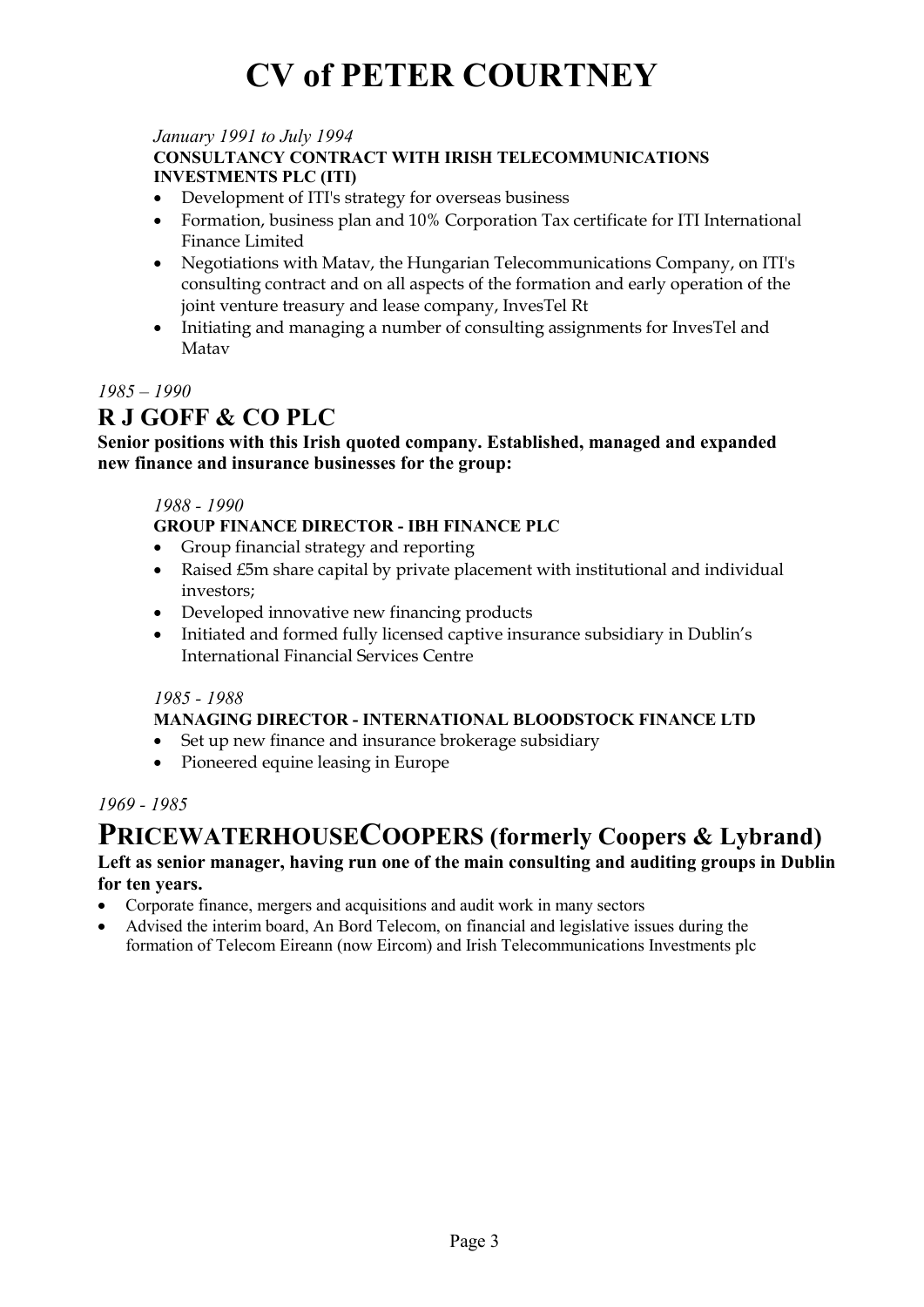# CV of PETER COURTNEY

*January 1991 to July 1994*

**CONSULTANCY CONTRACT WITH IRISH TELECOMMUNICATIONS INVESTMENTS PLC (ITI)**

- Development of ITI's strategy for overseas business
- Formation, business plan and 10% Corporation Tax certificate for ITI International Finance Limited
- Negotiations with Matav, the Hungarian Telecommunications Company, on ITI's consulting contract and on all aspects of the formation and early operation of the joint venture treasury and lease company, InvesTel Rt
- Initiating and managing a number of consulting assignments for InvesTel and Matav

*1985 – 1990*

## R J GOFF & CO PLC

**Senior positions with this Irish quoted company. Established, managed and expanded new finance and insurance businesses for the group:**

*1988 - 1990*

**GROUP FINANCE DIRECTOR - IBH FINANCE PLC**

- Group financial strategy and reporting
- Raised £5m share capital by private placement with institutional and individual investors;
- Developed innovative new financing products
- Initiated and formed fully licensed captive insurance subsidiary in Dublin's International Financial Services Centre

*1985 - 1988*

**MANAGING DIRECTOR - INTERNATIONAL BLOODSTOCK FINANCE LTD**

- Set up new finance and insurance brokerage subsidiary
- Pioneered equine leasing in Europe

*1969 - 1985*

## PRICEWATERHOUSECOOPERS (formerly Coopers & Lybrand)

**Left as senior manager, having run one of the main consulting and auditing groups in Dublin for ten years.**

- Corporate finance, mergers and acquisitions and audit work in many sectors
- Advised the interim board, An Bord Telecom, on financial and legislative issues during the formation of Telecom Eireann (now Eircom) and Irish Telecommunications Investments plc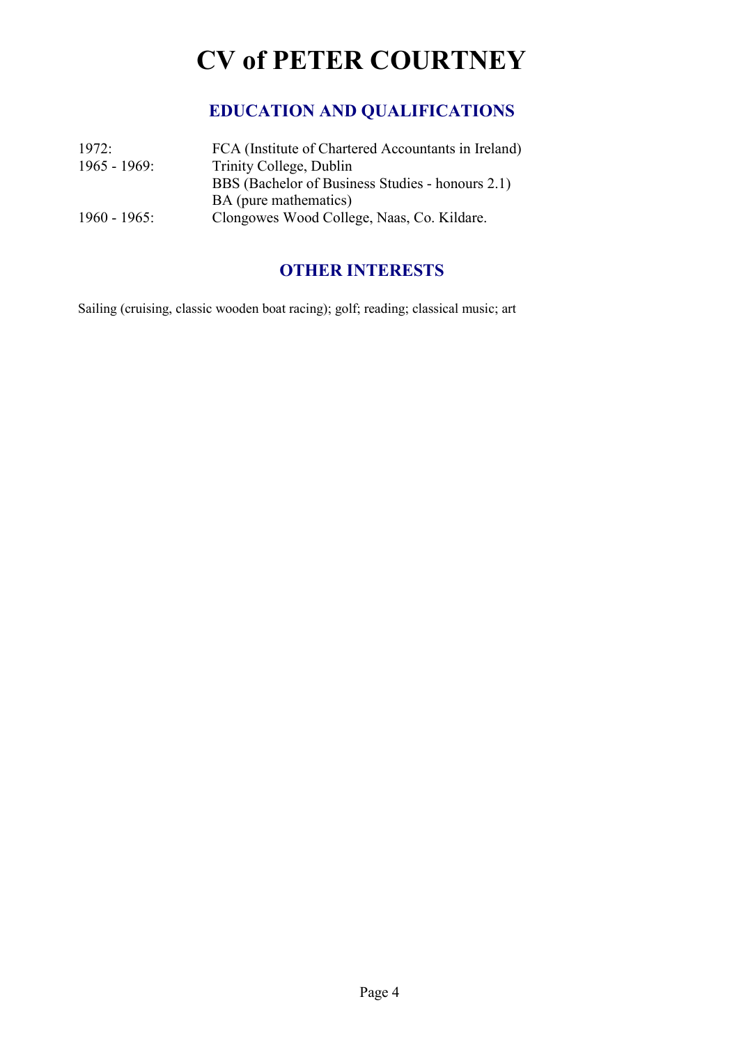# CV of PETER COURTNEY

## EDUCATION AND QUALIFICATIONS

| | |
|---|---|
| 1972: | FCA (Institute of Chartered Accountants in Ireland) |
| 1965 - 1969: | Trinity College, Dublin |
| | BBS (Bachelor of Business Studies - honours 2.1) |
| | BA (pure mathematics) |
| 1960 - 1965: | Clongowes Wood College, Naas, Co. Kildare. |

## OTHER INTERESTS

Sailing (cruising, classic wooden boat racing); golf; reading; classical music; art